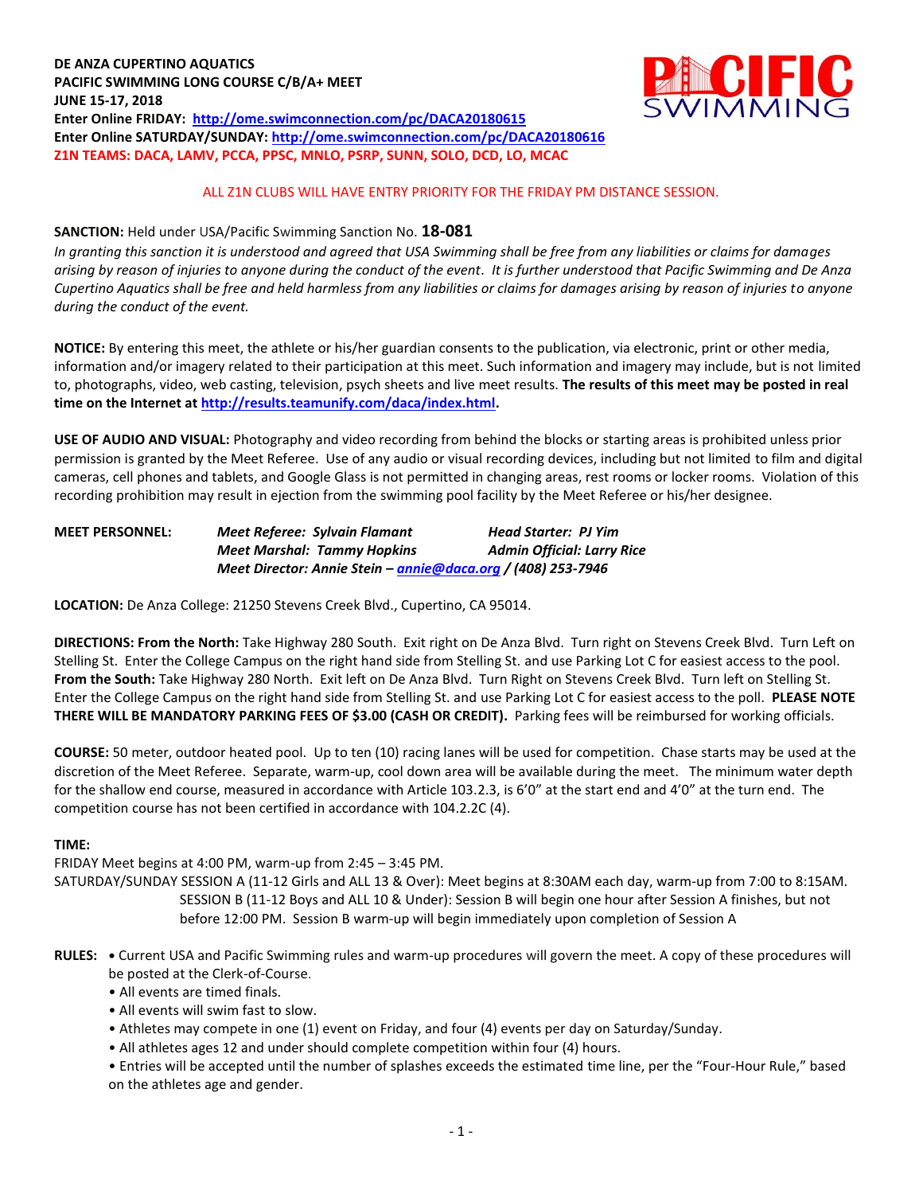**DE ANZA CUPERTINO AQUATICS**
**PACIFIC SWIMMING LONG COURSE C/B/A+ MEET**
**JUNE 15-17, 2018**
**Enter Online FRIDAY: http://ome.swimconnection.com/pc/DACA20180615**
**Enter Online SATURDAY/SUNDAY: http://ome.swimconnection.com/pc/DACA20180616**
**Z1N TEAMS: DACA, LAMV, PCCA, PPSC, MNLO, PSRP, SUNN, SOLO, DCD, LO, MCAC**

ALL Z1N CLUBS WILL HAVE ENTRY PRIORITY FOR THE FRIDAY PM DISTANCE SESSION.

**SANCTION:** Held under USA/Pacific Swimming Sanction No. **18-081**
*In granting this sanction it is understood and agreed that USA Swimming shall be free from any liabilities or claims for damages arising by reason of injuries to anyone during the conduct of the event. It is further understood that Pacific Swimming and De Anza Cupertino Aquatics shall be free and held harmless from any liabilities or claims for damages arising by reason of injuries to anyone during the conduct of the event.*

**NOTICE:** By entering this meet, the athlete or his/her guardian consents to the publication, via electronic, print or other media, information and/or imagery related to their participation at this meet. Such information and imagery may include, but is not limited to, photographs, video, web casting, television, psych sheets and live meet results. **The results of this meet may be posted in real time on the Internet at http://results.teamunify.com/daca/index.html.**

**USE OF AUDIO AND VISUAL:** Photography and video recording from behind the blocks or starting areas is prohibited unless prior permission is granted by the Meet Referee. Use of any audio or visual recording devices, including but not limited to film and digital cameras, cell phones and tablets, and Google Glass is not permitted in changing areas, rest rooms or locker rooms. Violation of this recording prohibition may result in ejection from the swimming pool facility by the Meet Referee or his/her designee.

**MEET PERSONNEL:**
***Meet Referee: Sylvain Flamant*** — ***Head Starter: PJ Yim***
***Meet Marshal: Tammy Hopkins*** — ***Admin Official: Larry Rice***
***Meet Director: Annie Stein – annie@daca.org / (408) 253-7946***

**LOCATION:** De Anza College: 21250 Stevens Creek Blvd., Cupertino, CA 95014.

**DIRECTIONS: From the North:** Take Highway 280 South. Exit right on De Anza Blvd. Turn right on Stevens Creek Blvd. Turn Left on Stelling St. Enter the College Campus on the right hand side from Stelling St. and use Parking Lot C for easiest access to the pool. **From the South:** Take Highway 280 North. Exit left on De Anza Blvd. Turn Right on Stevens Creek Blvd. Turn left on Stelling St. Enter the College Campus on the right hand side from Stelling St. and use Parking Lot C for easiest access to the poll. **PLEASE NOTE THERE WILL BE MANDATORY PARKING FEES OF $3.00 (CASH OR CREDIT).** Parking fees will be reimbursed for working officials.

**COURSE:** 50 meter, outdoor heated pool. Up to ten (10) racing lanes will be used for competition. Chase starts may be used at the discretion of the Meet Referee. Separate, warm-up, cool down area will be available during the meet. The minimum water depth for the shallow end course, measured in accordance with Article 103.2.3, is 6'0" at the start end and 4'0" at the turn end. The competition course has not been certified in accordance with 104.2.2C (4).

**TIME:**
FRIDAY Meet begins at 4:00 PM, warm-up from 2:45 – 3:45 PM.
SATURDAY/SUNDAY SESSION A (11-12 Girls and ALL 13 & Over): Meet begins at 8:30AM each day, warm-up from 7:00 to 8:15AM.
SESSION B (11-12 Boys and ALL 10 & Under): Session B will begin one hour after Session A finishes, but not before 12:00 PM. Session B warm-up will begin immediately upon completion of Session A

**RULES:**
- Current USA and Pacific Swimming rules and warm-up procedures will govern the meet. A copy of these procedures will be posted at the Clerk-of-Course.
- All events are timed finals.
- All events will swim fast to slow.
- Athletes may compete in one (1) event on Friday, and four (4) events per day on Saturday/Sunday.
- All athletes ages 12 and under should complete competition within four (4) hours.
- Entries will be accepted until the number of splashes exceeds the estimated time line, per the "Four-Hour Rule," based on the athletes age and gender.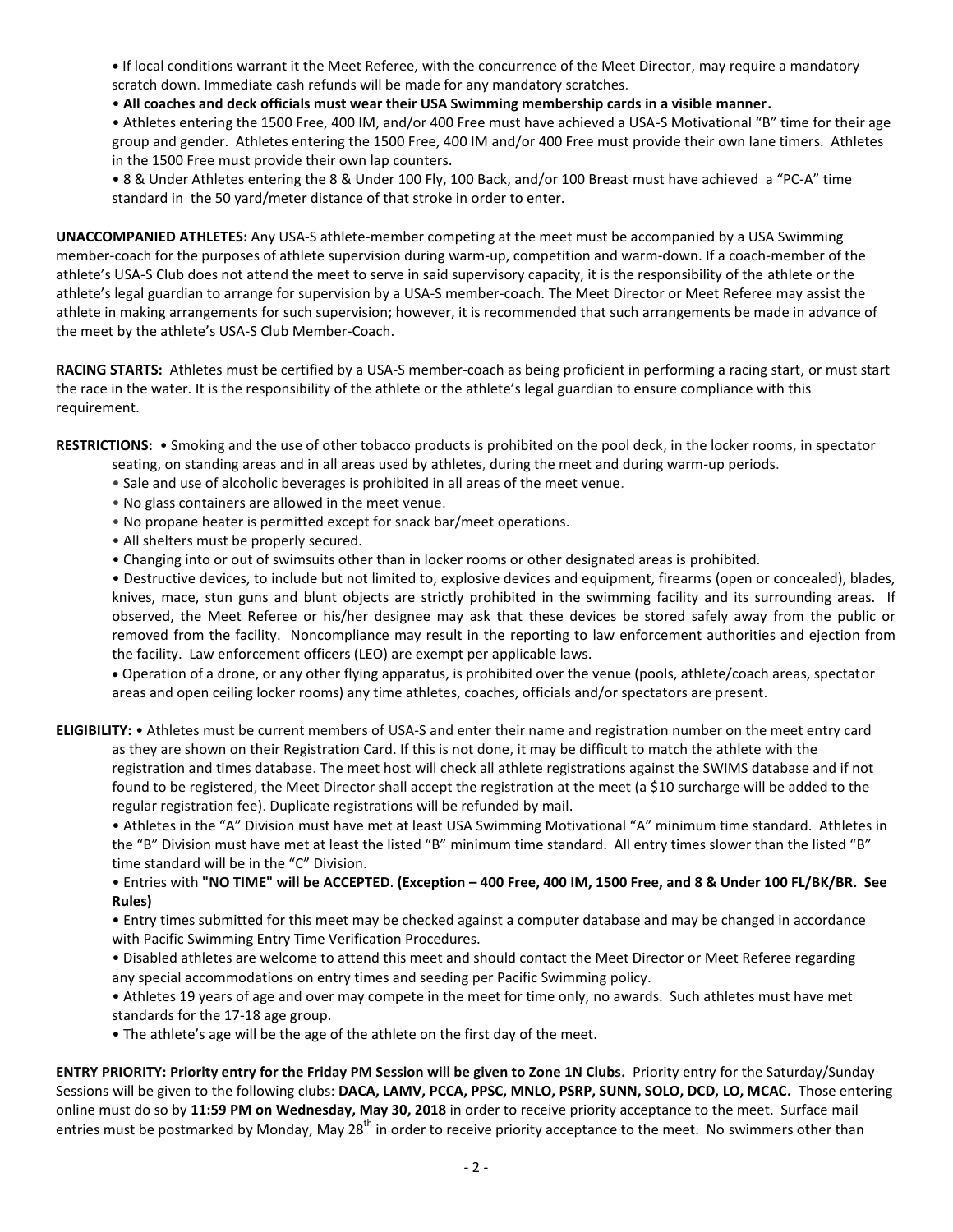- If local conditions warrant it the Meet Referee, with the concurrence of the Meet Director, may require a mandatory scratch down. Immediate cash refunds will be made for any mandatory scratches.
- **All coaches and deck officials must wear their USA Swimming membership cards in a visible manner.**
- Athletes entering the 1500 Free, 400 IM, and/or 400 Free must have achieved a USA-S Motivational "B" time for their age group and gender. Athletes entering the 1500 Free, 400 IM and/or 400 Free must provide their own lane timers. Athletes in the 1500 Free must provide their own lap counters.
- 8 & Under Athletes entering the 8 & Under 100 Fly, 100 Back, and/or 100 Breast must have achieved a "PC-A" time standard in the 50 yard/meter distance of that stroke in order to enter.

**UNACCOMPANIED ATHLETES:** Any USA-S athlete-member competing at the meet must be accompanied by a USA Swimming member-coach for the purposes of athlete supervision during warm-up, competition and warm-down. If a coach-member of the athlete's USA-S Club does not attend the meet to serve in said supervisory capacity, it is the responsibility of the athlete or the athlete's legal guardian to arrange for supervision by a USA-S member-coach. The Meet Director or Meet Referee may assist the athlete in making arrangements for such supervision; however, it is recommended that such arrangements be made in advance of the meet by the athlete's USA-S Club Member-Coach.

**RACING STARTS:** Athletes must be certified by a USA-S member-coach as being proficient in performing a racing start, or must start the race in the water. It is the responsibility of the athlete or the athlete's legal guardian to ensure compliance with this requirement.

**RESTRICTIONS:**
- Smoking and the use of other tobacco products is prohibited on the pool deck, in the locker rooms, in spectator seating, on standing areas and in all areas used by athletes, during the meet and during warm-up periods.
- Sale and use of alcoholic beverages is prohibited in all areas of the meet venue.
- No glass containers are allowed in the meet venue.
- No propane heater is permitted except for snack bar/meet operations.
- All shelters must be properly secured.
- Changing into or out of swimsuits other than in locker rooms or other designated areas is prohibited.
- Destructive devices, to include but not limited to, explosive devices and equipment, firearms (open or concealed), blades, knives, mace, stun guns and blunt objects are strictly prohibited in the swimming facility and its surrounding areas. If observed, the Meet Referee or his/her designee may ask that these devices be stored safely away from the public or removed from the facility. Noncompliance may result in the reporting to law enforcement authorities and ejection from the facility. Law enforcement officers (LEO) are exempt per applicable laws.
- Operation of a drone, or any other flying apparatus, is prohibited over the venue (pools, athlete/coach areas, spectator areas and open ceiling locker rooms) any time athletes, coaches, officials and/or spectators are present.

**ELIGIBILITY:**
- Athletes must be current members of USA-S and enter their name and registration number on the meet entry card as they are shown on their Registration Card. If this is not done, it may be difficult to match the athlete with the registration and times database. The meet host will check all athlete registrations against the SWIMS database and if not found to be registered, the Meet Director shall accept the registration at the meet (a $10 surcharge will be added to the regular registration fee). Duplicate registrations will be refunded by mail.
- Athletes in the "A" Division must have met at least USA Swimming Motivational "A" minimum time standard. Athletes in the "B" Division must have met at least the listed "B" minimum time standard. All entry times slower than the listed "B" time standard will be in the "C" Division.
- Entries with **"NO TIME" will be ACCEPTED**. **(Exception – 400 Free, 400 IM, 1500 Free, and 8 & Under 100 FL/BK/BR. See Rules)**
- Entry times submitted for this meet may be checked against a computer database and may be changed in accordance with Pacific Swimming Entry Time Verification Procedures.
- Disabled athletes are welcome to attend this meet and should contact the Meet Director or Meet Referee regarding any special accommodations on entry times and seeding per Pacific Swimming policy.
- Athletes 19 years of age and over may compete in the meet for time only, no awards. Such athletes must have met standards for the 17-18 age group.
- The athlete's age will be the age of the athlete on the first day of the meet.

**ENTRY PRIORITY: Priority entry for the Friday PM Session will be given to Zone 1N Clubs.** Priority entry for the Saturday/Sunday Sessions will be given to the following clubs: **DACA, LAMV, PCCA, PPSC, MNLO, PSRP, SUNN, SOLO, DCD, LO, MCAC.** Those entering online must do so by **11:59 PM on Wednesday, May 30, 2018** in order to receive priority acceptance to the meet. Surface mail entries must be postmarked by Monday, May 28th in order to receive priority acceptance to the meet. No swimmers other than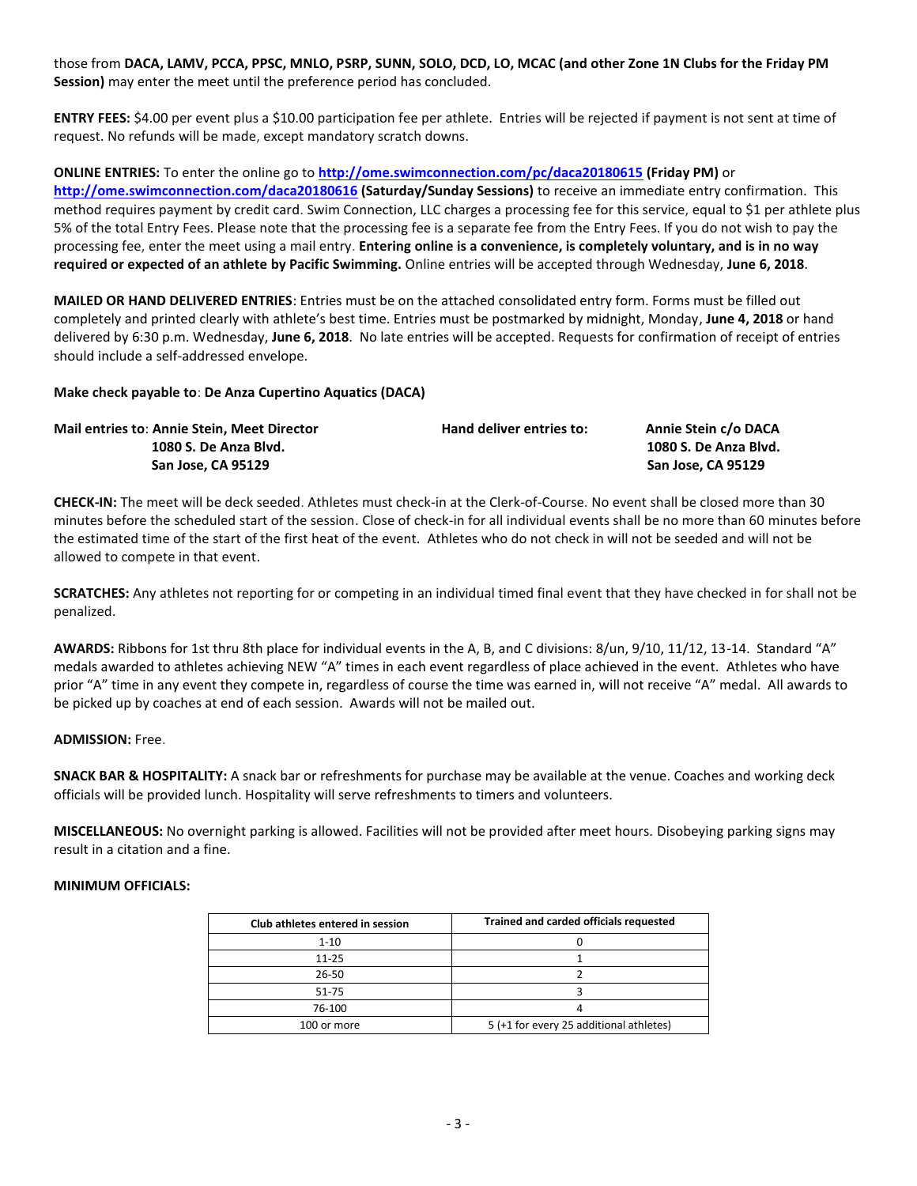those from **DACA, LAMV, PCCA, PPSC, MNLO, PSRP, SUNN, SOLO, DCD, LO, MCAC (and other Zone 1N Clubs for the Friday PM Session)** may enter the meet until the preference period has concluded.

**ENTRY FEES:** $4.00 per event plus a $10.00 participation fee per athlete. Entries will be rejected if payment is not sent at time of request. No refunds will be made, except mandatory scratch downs.

**ONLINE ENTRIES:** To enter the online go to **http://ome.swimconnection.com/pc/daca20180615** **(Friday PM)** or **http://ome.swimconnection.com/daca20180616** **(Saturday/Sunday Sessions)** to receive an immediate entry confirmation. This method requires payment by credit card. Swim Connection, LLC charges a processing fee for this service, equal to $1 per athlete plus 5% of the total Entry Fees. Please note that the processing fee is a separate fee from the Entry Fees. If you do not wish to pay the processing fee, enter the meet using a mail entry. **Entering online is a convenience, is completely voluntary, and is in no way required or expected of an athlete by Pacific Swimming.** Online entries will be accepted through Wednesday, **June 6, 2018**.

**MAILED OR HAND DELIVERED ENTRIES**: Entries must be on the attached consolidated entry form. Forms must be filled out completely and printed clearly with athlete's best time. Entries must be postmarked by midnight, Monday, **June 4, 2018** or hand delivered by 6:30 p.m. Wednesday, **June 6, 2018**. No late entries will be accepted. Requests for confirmation of receipt of entries should include a self-addressed envelope.

**Make check payable to**: **De Anza Cupertino Aquatics (DACA)**

**Mail entries to**: **Annie Stein, Meet Director**
**1080 S. De Anza Blvd.**
**San Jose, CA 95129**

**Hand deliver entries to:** **Annie Stein c/o DACA**
**1080 S. De Anza Blvd.**
**San Jose, CA 95129**

**CHECK-IN:** The meet will be deck seeded. Athletes must check-in at the Clerk-of-Course. No event shall be closed more than 30 minutes before the scheduled start of the session. Close of check-in for all individual events shall be no more than 60 minutes before the estimated time of the start of the first heat of the event. Athletes who do not check in will not be seeded and will not be allowed to compete in that event.

**SCRATCHES:** Any athletes not reporting for or competing in an individual timed final event that they have checked in for shall not be penalized.

**AWARDS:** Ribbons for 1st thru 8th place for individual events in the A, B, and C divisions: 8/un, 9/10, 11/12, 13-14. Standard "A" medals awarded to athletes achieving NEW "A" times in each event regardless of place achieved in the event. Athletes who have prior "A" time in any event they compete in, regardless of course the time was earned in, will not receive "A" medal. All awards to be picked up by coaches at end of each session. Awards will not be mailed out.

**ADMISSION:** Free.

**SNACK BAR & HOSPITALITY:** A snack bar or refreshments for purchase may be available at the venue. Coaches and working deck officials will be provided lunch. Hospitality will serve refreshments to timers and volunteers.

**MISCELLANEOUS:** No overnight parking is allowed. Facilities will not be provided after meet hours. Disobeying parking signs may result in a citation and a fine.

**MINIMUM OFFICIALS:**

| Club athletes entered in session | Trained and carded officials requested |
|---|---|
| 1-10 | 0 |
| 11-25 | 1 |
| 26-50 | 2 |
| 51-75 | 3 |
| 76-100 | 4 |
| 100 or more | 5 (+1 for every 25 additional athletes) |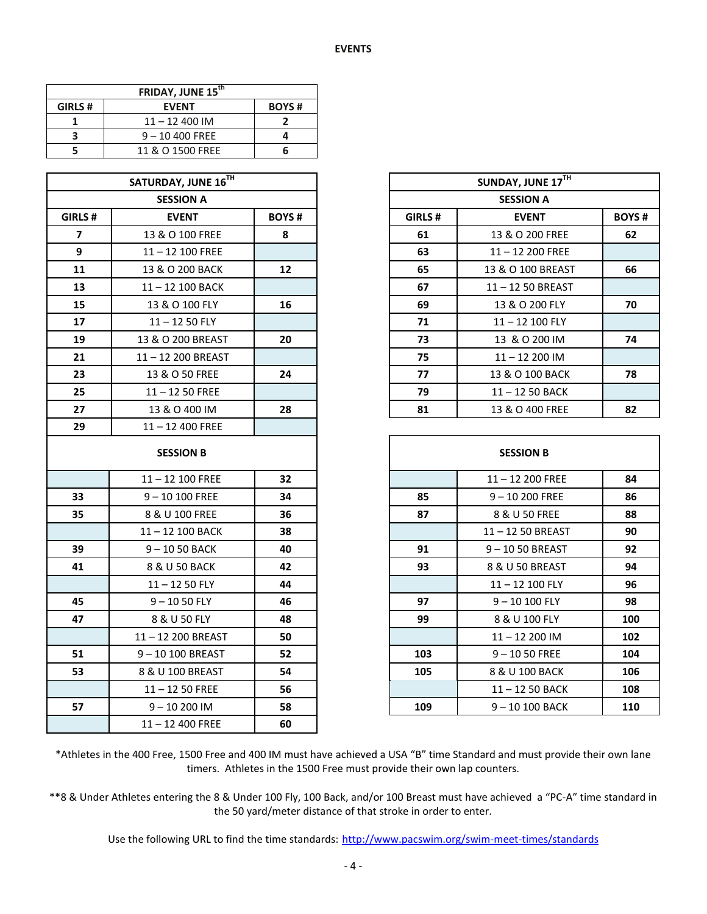## EVENTS

| FRIDAY, JUNE 15th | | |
|---|---|---|
| GIRLS # | EVENT | BOYS # |
| 1 | 11 – 12 400 IM | 2 |
| 3 | 9 – 10 400 FREE | 4 |
| 5 | 11 & O 1500 FREE | 6 |

| SATURDAY, JUNE 16TH | | |
|---|---|---|
| SESSION A | | |
| GIRLS # | EVENT | BOYS # |
| 7 | 13 & O 100 FREE | 8 |
| 9 | 11 – 12 100 FREE | |
| 11 | 13 & O 200 BACK | 12 |
| 13 | 11 – 12 100 BACK | |
| 15 | 13 & O 100 FLY | 16 |
| 17 | 11 – 12 50 FLY | |
| 19 | 13 & O 200 BREAST | 20 |
| 21 | 11 – 12 200 BREAST | |
| 23 | 13 & O 50 FREE | 24 |
| 25 | 11 – 12 50 FREE | |
| 27 | 13 & O 400 IM | 28 |
| 29 | 11 – 12 400 FREE | |
| SESSION B | | |
| | 11 – 12 100 FREE | 32 |
| 33 | 9 – 10 100 FREE | 34 |
| 35 | 8 & U 100 FREE | 36 |
| | 11 – 12 100 BACK | 38 |
| 39 | 9 – 10 50 BACK | 40 |
| 41 | 8 & U 50 BACK | 42 |
| | 11 – 12 50 FLY | 44 |
| 45 | 9 – 10 50 FLY | 46 |
| 47 | 8 & U 50 FLY | 48 |
| | 11 – 12 200 BREAST | 50 |
| 51 | 9 – 10 100 BREAST | 52 |
| 53 | 8 & U 100 BREAST | 54 |
| | 11 – 12 50 FREE | 56 |
| 57 | 9 – 10 200 IM | 58 |
| | 11 – 12 400 FREE | 60 |

| SUNDAY, JUNE 17TH | | |
|---|---|---|
| SESSION A | | |
| GIRLS # | EVENT | BOYS # |
| 61 | 13 & O 200 FREE | 62 |
| 63 | 11 – 12 200 FREE | |
| 65 | 13 & O 100 BREAST | 66 |
| 67 | 11 – 12 50 BREAST | |
| 69 | 13 & O 200 FLY | 70 |
| 71 | 11 – 12 100 FLY | |
| 73 | 13 & O 200 IM | 74 |
| 75 | 11 – 12 200 IM | |
| 77 | 13 & O 100 BACK | 78 |
| 79 | 11 – 12 50 BACK | |
| 81 | 13 & O 400 FREE | 82 |
| SESSION B | | |
| | 11 – 12 200 FREE | 84 |
| 85 | 9 – 10 200 FREE | 86 |
| 87 | 8 & U 50 FREE | 88 |
| | 11 – 12 50 BREAST | 90 |
| 91 | 9 – 10 50 BREAST | 92 |
| 93 | 8 & U 50 BREAST | 94 |
| | 11 – 12 100 FLY | 96 |
| 97 | 9 – 10 100 FLY | 98 |
| 99 | 8 & U 100 FLY | 100 |
| | 11 – 12 200 IM | 102 |
| 103 | 9 – 10 50 FREE | 104 |
| 105 | 8 & U 100 BACK | 106 |
| | 11 – 12 50 BACK | 108 |
| 109 | 9 – 10 100 BACK | 110 |

*Athletes in the 400 Free, 1500 Free and 400 IM must have achieved a USA "B" time Standard and must provide their own lane timers. Athletes in the 1500 Free must provide their own lap counters.

**8 & Under Athletes entering the 8 & Under 100 Fly, 100 Back, and/or 100 Breast must have achieved a "PC-A" time standard in the 50 yard/meter distance of that stroke in order to enter.

Use the following URL to find the time standards: http://www.pacswim.org/swim-meet-times/standards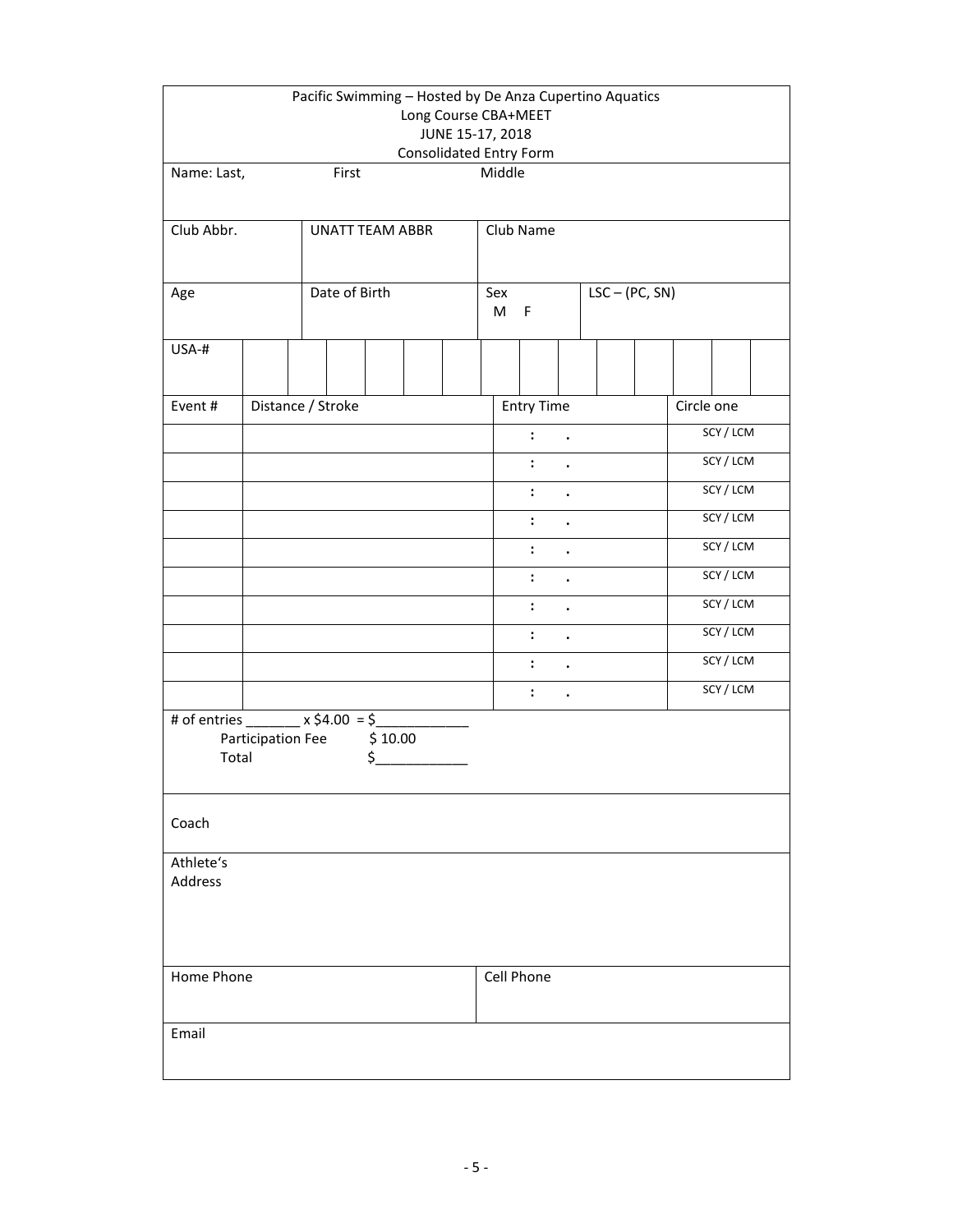Pacific Swimming – Hosted by De Anza Cupertino Aquatics
Long Course CBA+MEET
JUNE 15-17, 2018
Consolidated Entry Form

| Name: Last, | First | Middle | |
|---|---|---|---|
| Club Abbr. | UNATT TEAM ABBR | Club Name | |
| Age | Date of Birth | Sex M F | LSC – (PC, SN) |

| USA-# | | | | | | | | | | | | | | |
|---|---|---|---|---|---|---|---|---|---|---|---|---|---|---|

| Event # | Distance / Stroke | Entry Time | Circle one |
|---|---|---|---|
| | | : . | SCY / LCM |
| | | : . | SCY / LCM |
| | | : . | SCY / LCM |
| | | : . | SCY / LCM |
| | | : . | SCY / LCM |
| | | : . | SCY / LCM |
| | | : . | SCY / LCM |
| | | : . | SCY / LCM |
| | | : . | SCY / LCM |
| | | : . | SCY / LCM |

# of entries _______ x $4.00 = $____________
Participation Fee $ 10.00
Total $____________

Coach

Athlete's Address

| Home Phone | Cell Phone |
|---|---|
| | |

Email